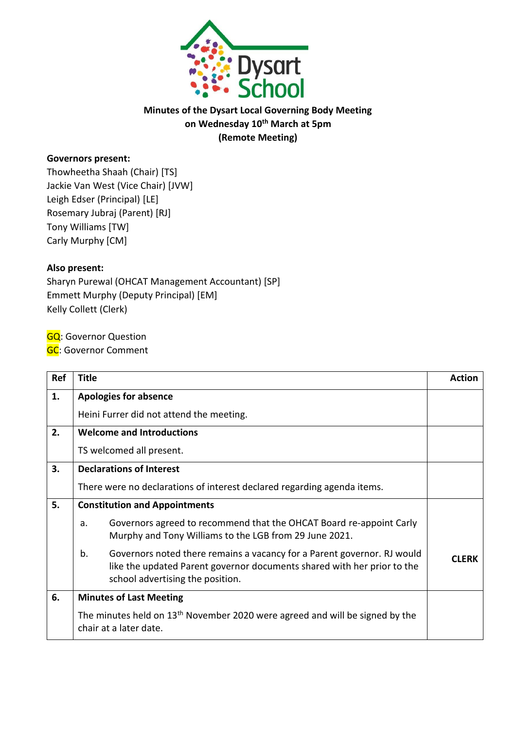**Minutes of the Dysart Local Governing Body Meeting on Wednesday 10th March at 5pm (Remote Meeting)**

**Governors present:**
Thowheetha Shaah (Chair) [TS]
Jackie Van West (Vice Chair) [JVW]
Leigh Edser (Principal) [LE]
Rosemary Jubraj (Parent) [RJ]
Tony Williams [TW]
Carly Murphy [CM]

**Also present:**
Sharyn Purewal (OHCAT Management Accountant) [SP]
Emmett Murphy (Deputy Principal) [EM]
Kelly Collett (Clerk)

GQ: Governor Question
GC: Governor Comment

| Ref | Title | Action |
|---|---|---|
| **1.** | **Apologies for absence** | |
| | Heini Furrer did not attend the meeting. | |
| **2.** | **Welcome and Introductions** | |
| | TS welcomed all present. | |
| **3.** | **Declarations of Interest** | |
| | There were no declarations of interest declared regarding agenda items. | |
| **5.** | **Constitution and Appointments** | |
| | a. Governors agreed to recommend that the OHCAT Board re-appoint Carly Murphy and Tony Williams to the LGB from 29 June 2021. | |
| | b. Governors noted there remains a vacancy for a Parent governor. RJ would like the updated Parent governor documents shared with her prior to the school advertising the position. | **CLERK** |
| **6.** | **Minutes of Last Meeting** | |
| | The minutes held on 13th November 2020 were agreed and will be signed by the chair at a later date. | |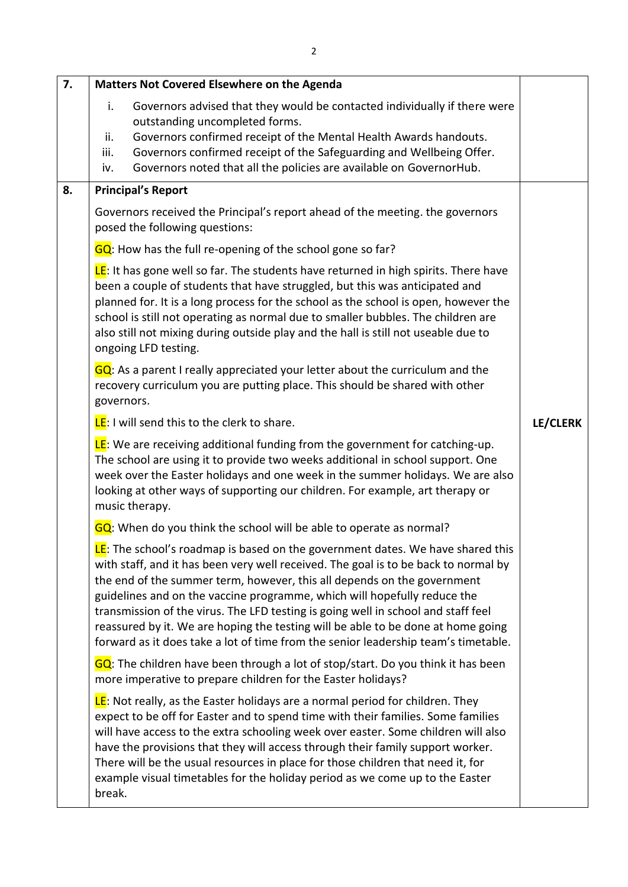| | | |
|---|---|---|
| **7.** | **Matters Not Covered Elsewhere on the Agenda**<br><br>i. Governors advised that they would be contacted individually if there were outstanding uncompleted forms.<br>ii. Governors confirmed receipt of the Mental Health Awards handouts.<br>iii. Governors confirmed receipt of the Safeguarding and Wellbeing Offer.<br>iv. Governors noted that all the policies are available on GovernorHub. | |
| **8.** | **Principal's Report**<br><br>Governors received the Principal's report ahead of the meeting. the governors posed the following questions:<br><br>GQ: How has the full re-opening of the school gone so far?<br><br>LE: It has gone well so far. The students have returned in high spirits. There have been a couple of students that have struggled, but this was anticipated and planned for. It is a long process for the school as the school is open, however the school is still not operating as normal due to smaller bubbles. The children are also still not mixing during outside play and the hall is still not useable due to ongoing LFD testing.<br><br>GQ: As a parent I really appreciated your letter about the curriculum and the recovery curriculum you are putting place. This should be shared with other governors.<br><br>LE: I will send this to the clerk to share.<br><br>LE: We are receiving additional funding from the government for catching-up. The school are using it to provide two weeks additional in school support. One week over the Easter holidays and one week in the summer holidays. We are also looking at other ways of supporting our children. For example, art therapy or music therapy.<br><br>GQ: When do you think the school will be able to operate as normal?<br><br>LE: The school's roadmap is based on the government dates. We have shared this with staff, and it has been very well received. The goal is to be back to normal by the end of the summer term, however, this all depends on the government guidelines and on the vaccine programme, which will hopefully reduce the transmission of the virus. The LFD testing is going well in school and staff feel reassured by it. We are hoping the testing will be able to be done at home going forward as it does take a lot of time from the senior leadership team's timetable.<br><br>GQ: The children have been through a lot of stop/start. Do you think it has been more imperative to prepare children for the Easter holidays?<br><br>LE: Not really, as the Easter holidays are a normal period for children. They expect to be off for Easter and to spend time with their families. Some families will have access to the extra schooling week over easter. Some children will also have the provisions that they will access through their family support worker. There will be the usual resources in place for those children that need it, for example visual timetables for the holiday period as we come up to the Easter break. | **LE/CLERK** |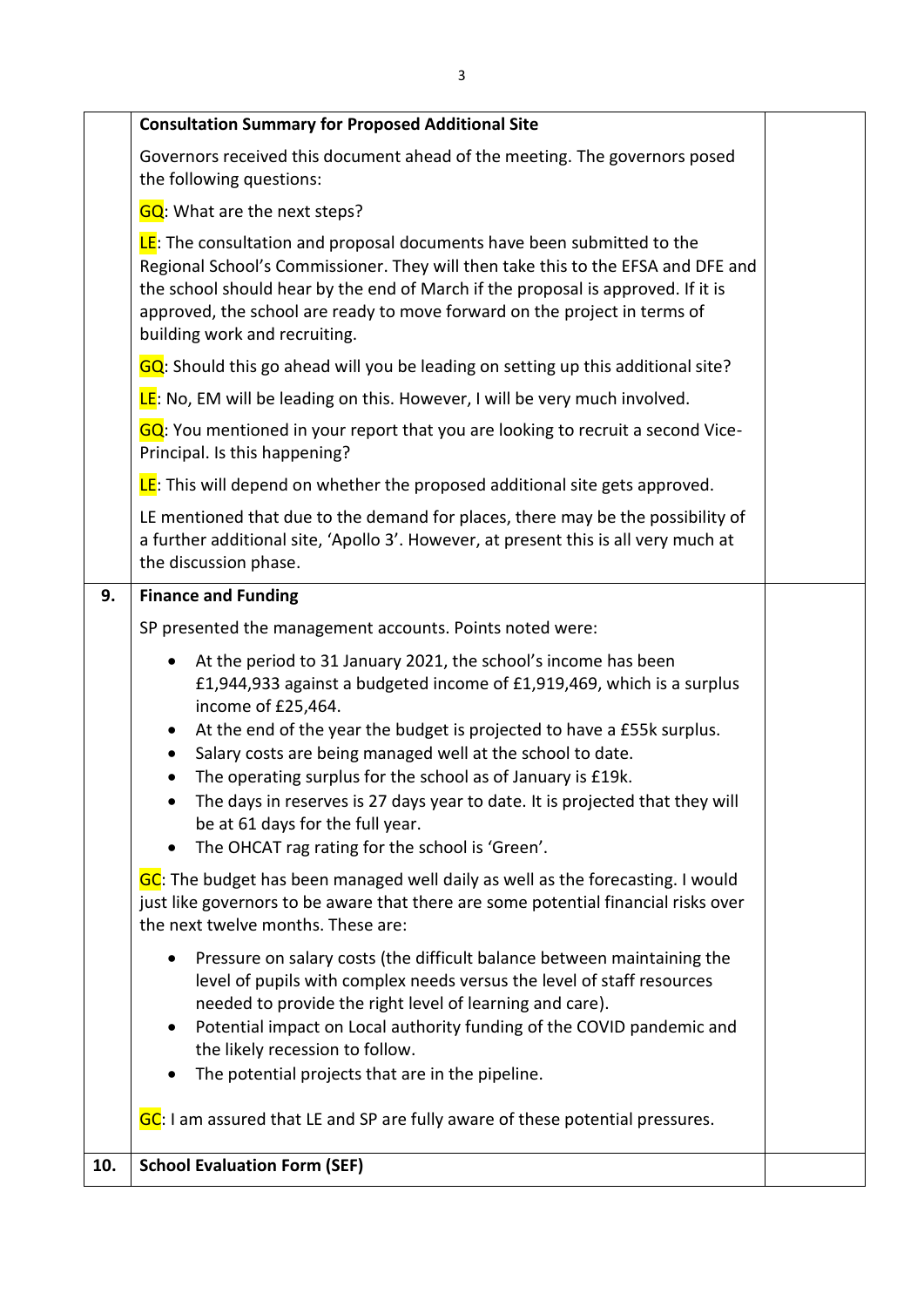| | | |
|---|---|---|
| | **Consultation Summary for Proposed Additional Site**<br><br>Governors received this document ahead of the meeting. The governors posed the following questions:<br><br>GQ: What are the next steps?<br><br>LE: The consultation and proposal documents have been submitted to the Regional School's Commissioner. They will then take this to the EFSA and DFE and the school should hear by the end of March if the proposal is approved. If it is approved, the school are ready to move forward on the project in terms of building work and recruiting.<br><br>GQ: Should this go ahead will you be leading on setting up this additional site?<br><br>LE: No, EM will be leading on this. However, I will be very much involved.<br><br>GQ: You mentioned in your report that you are looking to recruit a second Vice-Principal. Is this happening?<br><br>LE: This will depend on whether the proposed additional site gets approved.<br><br>LE mentioned that due to the demand for places, there may be the possibility of a further additional site, 'Apollo 3'. However, at present this is all very much at the discussion phase. | |
| **9.** | **Finance and Funding**<br><br>SP presented the management accounts. Points noted were:<br><br>• At the period to 31 January 2021, the school's income has been £1,944,933 against a budgeted income of £1,919,469, which is a surplus income of £25,464.<br>• At the end of the year the budget is projected to have a £55k surplus.<br>• Salary costs are being managed well at the school to date.<br>• The operating surplus for the school as of January is £19k.<br>• The days in reserves is 27 days year to date. It is projected that they will be at 61 days for the full year.<br>• The OHCAT rag rating for the school is 'Green'.<br><br>GC: The budget has been managed well daily as well as the forecasting. I would just like governors to be aware that there are some potential financial risks over the next twelve months. These are:<br><br>• Pressure on salary costs (the difficult balance between maintaining the level of pupils with complex needs versus the level of staff resources needed to provide the right level of learning and care).<br>• Potential impact on Local authority funding of the COVID pandemic and the likely recession to follow.<br>• The potential projects that are in the pipeline.<br><br>GC: I am assured that LE and SP are fully aware of these potential pressures. | |
| **10.** | **School Evaluation Form (SEF)** | |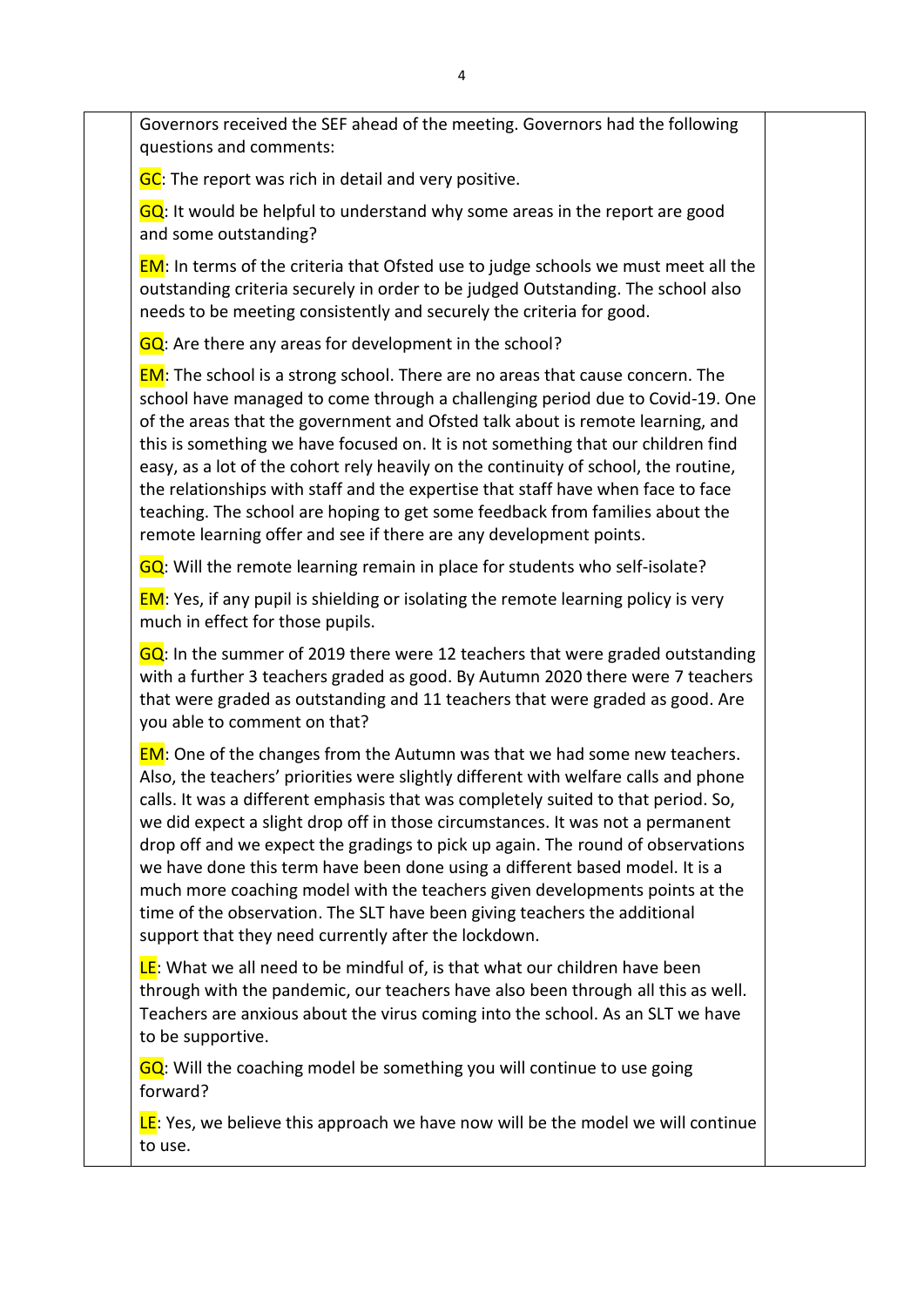Governors received the SEF ahead of the meeting. Governors had the following questions and comments:

GC: The report was rich in detail and very positive.

GQ: It would be helpful to understand why some areas in the report are good and some outstanding?

EM: In terms of the criteria that Ofsted use to judge schools we must meet all the outstanding criteria securely in order to be judged Outstanding. The school also needs to be meeting consistently and securely the criteria for good.

GQ: Are there any areas for development in the school?

EM: The school is a strong school. There are no areas that cause concern. The school have managed to come through a challenging period due to Covid-19. One of the areas that the government and Ofsted talk about is remote learning, and this is something we have focused on. It is not something that our children find easy, as a lot of the cohort rely heavily on the continuity of school, the routine, the relationships with staff and the expertise that staff have when face to face teaching. The school are hoping to get some feedback from families about the remote learning offer and see if there are any development points.

GQ: Will the remote learning remain in place for students who self-isolate?

EM: Yes, if any pupil is shielding or isolating the remote learning policy is very much in effect for those pupils.

GQ: In the summer of 2019 there were 12 teachers that were graded outstanding with a further 3 teachers graded as good. By Autumn 2020 there were 7 teachers that were graded as outstanding and 11 teachers that were graded as good. Are you able to comment on that?

EM: One of the changes from the Autumn was that we had some new teachers. Also, the teachers' priorities were slightly different with welfare calls and phone calls. It was a different emphasis that was completely suited to that period. So, we did expect a slight drop off in those circumstances. It was not a permanent drop off and we expect the gradings to pick up again. The round of observations we have done this term have been done using a different based model. It is a much more coaching model with the teachers given developments points at the time of the observation. The SLT have been giving teachers the additional support that they need currently after the lockdown.

LE: What we all need to be mindful of, is that what our children have been through with the pandemic, our teachers have also been through all this as well. Teachers are anxious about the virus coming into the school. As an SLT we have to be supportive.

GQ: Will the coaching model be something you will continue to use going forward?

LE: Yes, we believe this approach we have now will be the model we will continue to use.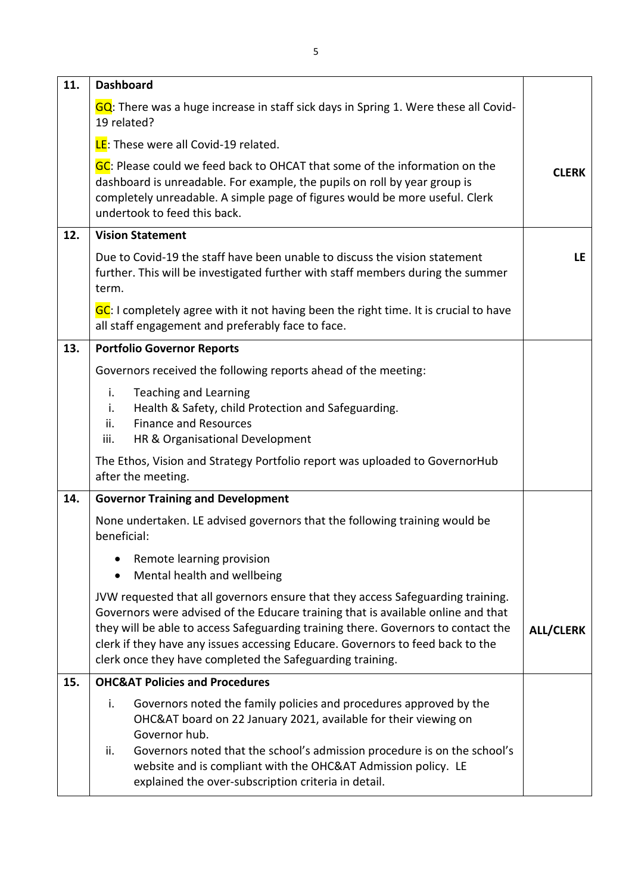| | | |
|---|---|---|
| **11.** | **Dashboard**<br><br>GQ: There was a huge increase in staff sick days in Spring 1. Were these all Covid-19 related?<br><br>LE: These were all Covid-19 related.<br><br>GC: Please could we feed back to OHCAT that some of the information on the dashboard is unreadable. For example, the pupils on roll by year group is completely unreadable. A simple page of figures would be more useful. Clerk undertook to feed this back. | **CLERK** |
| **12.** | **Vision Statement**<br><br>Due to Covid-19 the staff have been unable to discuss the vision statement further. This will be investigated further with staff members during the summer term.<br><br>GC: I completely agree with it not having been the right time. It is crucial to have all staff engagement and preferably face to face. | **LE** |
| **13.** | **Portfolio Governor Reports**<br><br>Governors received the following reports ahead of the meeting:<br><br>i. Teaching and Learning<br>i. Health & Safety, child Protection and Safeguarding.<br>ii. Finance and Resources<br>iii. HR & Organisational Development<br><br>The Ethos, Vision and Strategy Portfolio report was uploaded to GovernorHub after the meeting. | |
| **14.** | **Governor Training and Development**<br><br>None undertaken. LE advised governors that the following training would be beneficial:<br><br>• Remote learning provision<br>• Mental health and wellbeing<br><br>JVW requested that all governors ensure that they access Safeguarding training. Governors were advised of the Educare training that is available online and that they will be able to access Safeguarding training there. Governors to contact the clerk if they have any issues accessing Educare. Governors to feed back to the clerk once they have completed the Safeguarding training. | **ALL/CLERK** |
| **15.** | **OHC&AT Policies and Procedures**<br><br>i. Governors noted the family policies and procedures approved by the OHC&AT board on 22 January 2021, available for their viewing on Governor hub.<br>ii. Governors noted that the school's admission procedure is on the school's website and is compliant with the OHC&AT Admission policy. LE explained the over-subscription criteria in detail. | |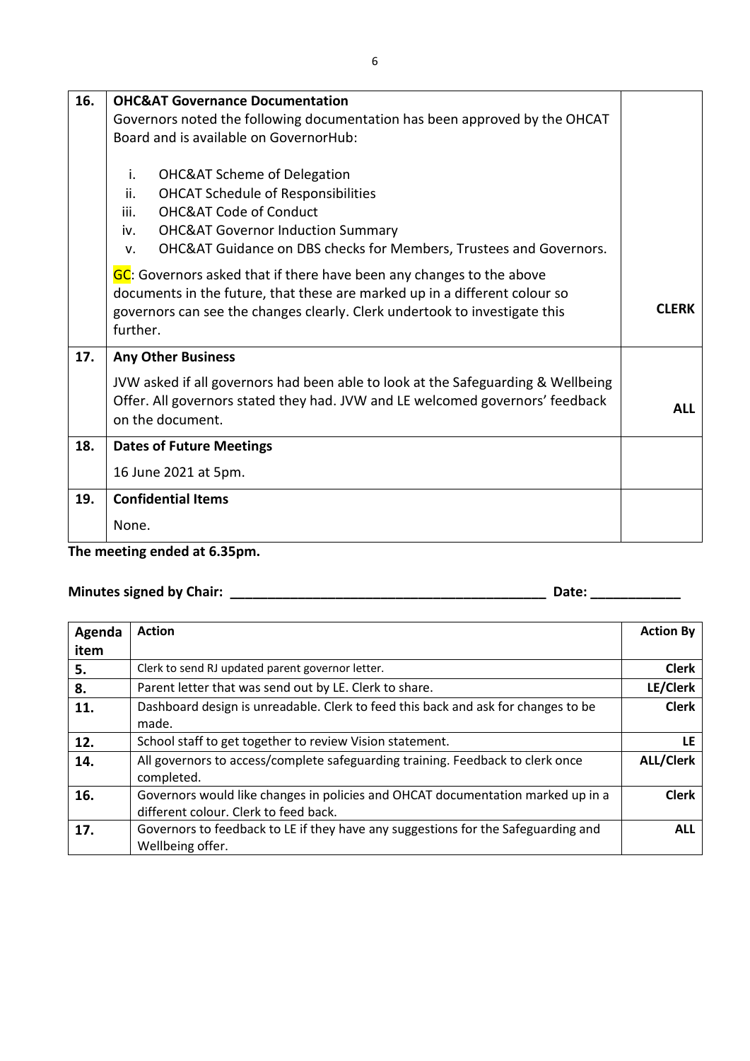| | | |
|---|---|---|
| **16.** | **OHC&AT Governance Documentation**<br>Governors noted the following documentation has been approved by the OHCAT Board and is available on GovernorHub:<br><br>i. OHC&AT Scheme of Delegation<br>ii. OHCAT Schedule of Responsibilities<br>iii. OHC&AT Code of Conduct<br>iv. OHC&AT Governor Induction Summary<br>v. OHC&AT Guidance on DBS checks for Members, Trustees and Governors.<br><br>GC: Governors asked that if there have been any changes to the above documents in the future, that these are marked up in a different colour so governors can see the changes clearly. Clerk undertook to investigate this further. | **CLERK** |
| **17.** | **Any Other Business**<br>JVW asked if all governors had been able to look at the Safeguarding & Wellbeing Offer. All governors stated they had. JVW and LE welcomed governors' feedback on the document. | **ALL** |
| **18.** | **Dates of Future Meetings**<br>16 June 2021 at 5pm. | |
| **19.** | **Confidential Items**<br>None. | |

**The meeting ended at 6.35pm.**

**Minutes signed by Chair: \_\_\_\_\_\_\_\_\_\_\_\_\_\_\_\_\_\_\_\_\_\_\_\_\_\_\_\_\_\_\_\_\_\_\_\_\_\_\_\_\_\_ Date: \_\_\_\_\_\_\_\_\_\_\_\_**

| Agenda item | Action | Action By |
|---|---|---|
| **5.** | Clerk to send RJ updated parent governor letter. | **Clerk** |
| **8.** | Parent letter that was send out by LE. Clerk to share. | **LE/Clerk** |
| **11.** | Dashboard design is unreadable. Clerk to feed this back and ask for changes to be made. | **Clerk** |
| **12.** | School staff to get together to review Vision statement. | **LE** |
| **14.** | All governors to access/complete safeguarding training. Feedback to clerk once completed. | **ALL/Clerk** |
| **16.** | Governors would like changes in policies and OHCAT documentation marked up in a different colour. Clerk to feed back. | **Clerk** |
| **17.** | Governors to feedback to LE if they have any suggestions for the Safeguarding and Wellbeing offer. | **ALL** |